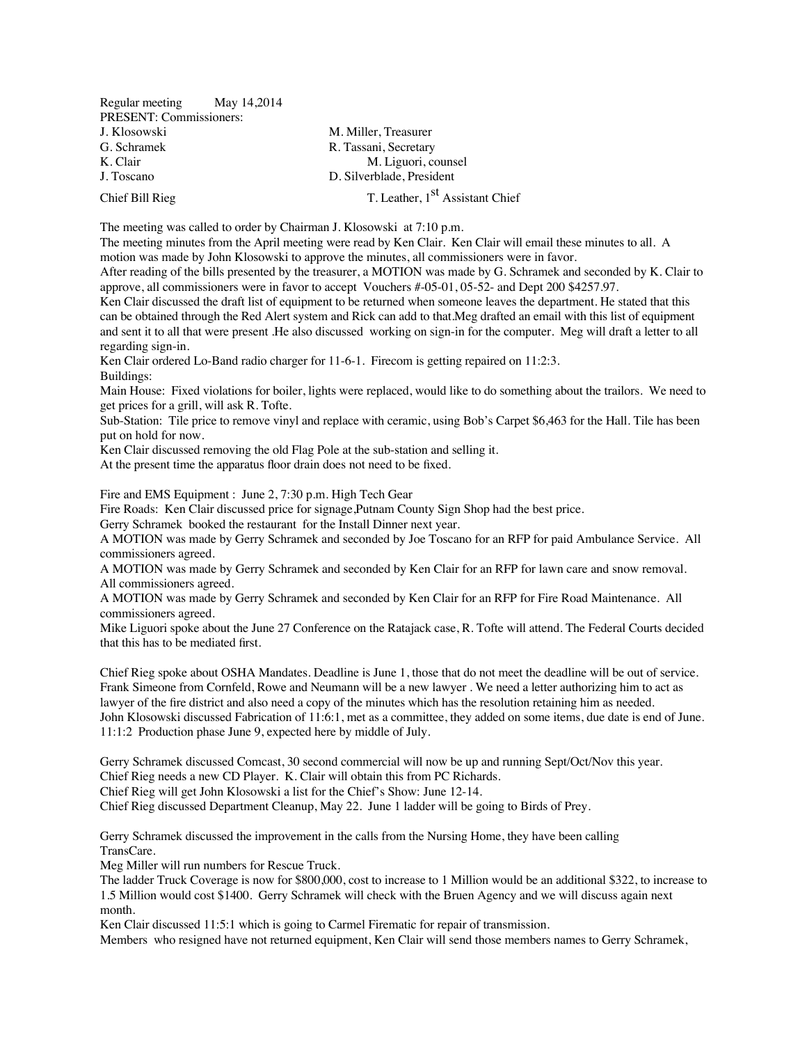Regular meeting May 14,2014

PRESENT: Commissioners:

| | |
|---|---|
| J. Klosowski | M. Miller, Treasurer |
| G. Schramek | R. Tassani, Secretary |
| K. Clair | M. Liguori, counsel |
| J. Toscano | D. Silverblade, President |
| Chief Bill Rieg | T. Leather, 1st Assistant Chief |

The meeting was called to order by Chairman J. Klosowski at 7:10 p.m.

The meeting minutes from the April meeting were read by Ken Clair. Ken Clair will email these minutes to all. A motion was made by John Klosowski to approve the minutes, all commissioners were in favor.

After reading of the bills presented by the treasurer, a MOTION was made by G. Schramek and seconded by K. Clair to approve, all commissioners were in favor to accept Vouchers #-05-01, 05-52- and Dept 200 $4257.97.

Ken Clair discussed the draft list of equipment to be returned when someone leaves the department. He stated that this can be obtained through the Red Alert system and Rick can add to that.Meg drafted an email with this list of equipment and sent it to all that were present .He also discussed working on sign-in for the computer. Meg will draft a letter to all regarding sign-in.

Ken Clair ordered Lo-Band radio charger for 11-6-1. Firecom is getting repaired on 11:2:3.

Buildings:

Main House: Fixed violations for boiler, lights were replaced, would like to do something about the trailors. We need to get prices for a grill, will ask R. Tofte.

Sub-Station: Tile price to remove vinyl and replace with ceramic, using Bob's Carpet $6,463 for the Hall. Tile has been put on hold for now.

Ken Clair discussed removing the old Flag Pole at the sub-station and selling it.

At the present time the apparatus floor drain does not need to be fixed.

Fire and EMS Equipment : June 2, 7:30 p.m. High Tech Gear

Fire Roads: Ken Clair discussed price for signage,Putnam County Sign Shop had the best price.

Gerry Schramek booked the restaurant for the Install Dinner next year.

A MOTION was made by Gerry Schramek and seconded by Joe Toscano for an RFP for paid Ambulance Service. All commissioners agreed.

A MOTION was made by Gerry Schramek and seconded by Ken Clair for an RFP for lawn care and snow removal. All commissioners agreed.

A MOTION was made by Gerry Schramek and seconded by Ken Clair for an RFP for Fire Road Maintenance. All commissioners agreed.

Mike Liguori spoke about the June 27 Conference on the Ratajack case, R. Tofte will attend. The Federal Courts decided that this has to be mediated first.

Chief Rieg spoke about OSHA Mandates. Deadline is June 1, those that do not meet the deadline will be out of service. Frank Simeone from Cornfeld, Rowe and Neumann will be a new lawyer . We need a letter authorizing him to act as lawyer of the fire district and also need a copy of the minutes which has the resolution retaining him as needed.

John Klosowski discussed Fabrication of 11:6:1, met as a committee, they added on some items, due date is end of June. 11:1:2 Production phase June 9, expected here by middle of July.

Gerry Schramek discussed Comcast, 30 second commercial will now be up and running Sept/Oct/Nov this year.

Chief Rieg needs a new CD Player. K. Clair will obtain this from PC Richards.

Chief Rieg will get John Klosowski a list for the Chief's Show: June 12-14.

Chief Rieg discussed Department Cleanup, May 22. June 1 ladder will be going to Birds of Prey.

Gerry Schramek discussed the improvement in the calls from the Nursing Home, they have been calling TransCare.

Meg Miller will run numbers for Rescue Truck.

The ladder Truck Coverage is now for $800,000, cost to increase to 1 Million would be an additional $322, to increase to 1.5 Million would cost $1400. Gerry Schramek will check with the Bruen Agency and we will discuss again next month.

Ken Clair discussed 11:5:1 which is going to Carmel Firematic for repair of transmission.

Members who resigned have not returned equipment, Ken Clair will send those members names to Gerry Schramek,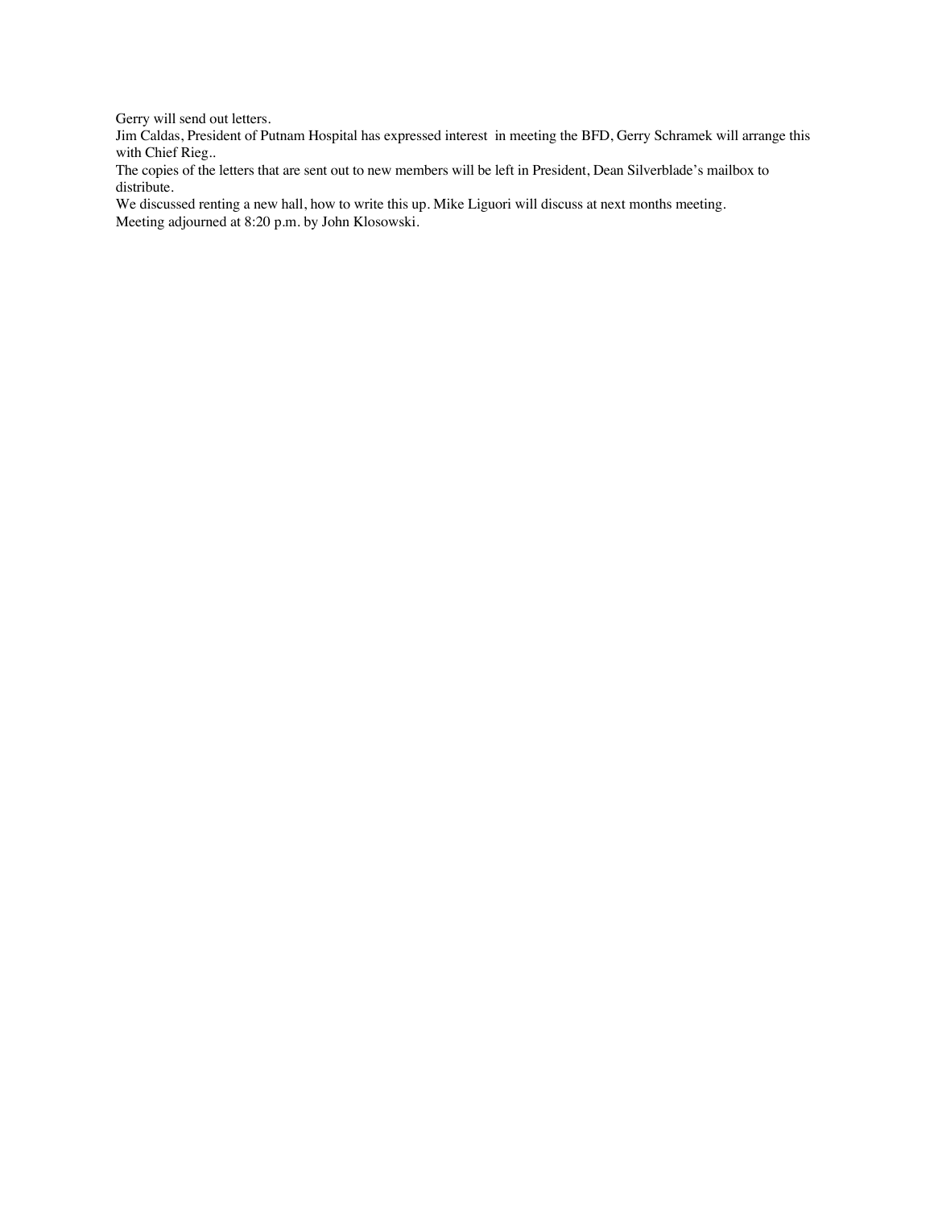Gerry will send out letters.
Jim Caldas, President of Putnam Hospital has expressed interest in meeting the BFD, Gerry Schramek will arrange this with Chief Rieg..
The copies of the letters that are sent out to new members will be left in President, Dean Silverblade's mailbox to distribute.
We discussed renting a new hall, how to write this up. Mike Liguori will discuss at next months meeting.
Meeting adjourned at 8:20 p.m. by John Klosowski.